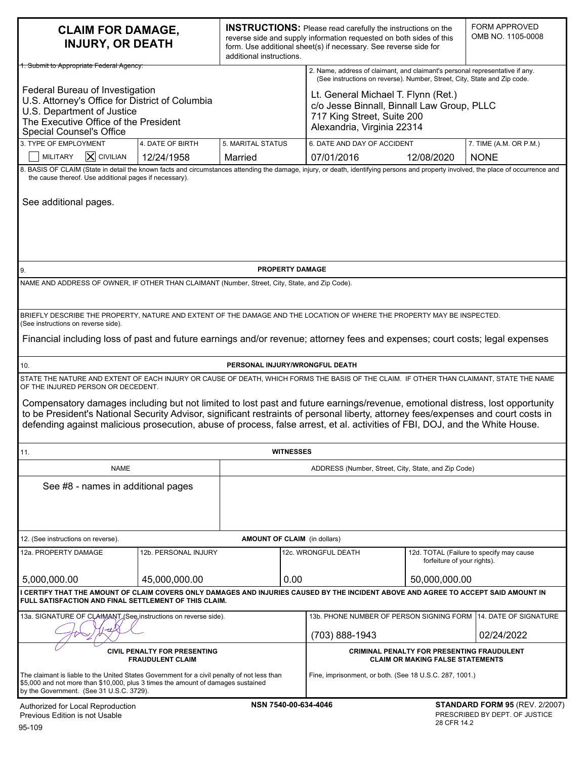# CLAIM FOR DAMAGE, INJURY, OR DEATH

**INSTRUCTIONS:** Please read carefully the instructions on the reverse side and supply information requested on both sides of this form. Use additional sheet(s) if necessary. See reverse side for additional instructions.

FORM APPROVED OMB NO. 1105-0008

**1. Submit to Appropriate Federal Agency:**

Federal Bureau of Investigation
U.S. Attorney's Office for District of Columbia
U.S. Department of Justice
The Executive Office of the President
Special Counsel's Office

**2. Name, address of claimant, and claimant's personal representative if any.** (See instructions on reverse). Number, Street, City, State and Zip code.

Lt. General Michael T. Flynn (Ret.)
c/o Jesse Binnall, Binnall Law Group, PLLC
717 King Street, Suite 200
Alexandria, Virginia 22314

| 3. TYPE OF EMPLOYMENT | 4. DATE OF BIRTH | 5. MARITAL STATUS | 6. DATE AND DAY OF ACCIDENT | | 7. TIME (A.M. OR P.M.) |
|---|---|---|---|---|---|
| ☐ MILITARY ☒ CIVILIAN | 12/24/1958 | Married | 07/01/2016 | 12/08/2020 | NONE |

**8. BASIS OF CLAIM** (State in detail the known facts and circumstances attending the damage, injury, or death, identifying persons and property involved, the place of occurrence and the cause thereof. Use additional pages if necessary).

See additional pages.

## 9. PROPERTY DAMAGE

NAME AND ADDRESS OF OWNER, IF OTHER THAN CLAIMANT (Number, Street, City, State, and Zip Code).

BRIEFLY DESCRIBE THE PROPERTY, NATURE AND EXTENT OF THE DAMAGE AND THE LOCATION OF WHERE THE PROPERTY MAY BE INSPECTED. (See instructions on reverse side).

Financial including loss of past and future earnings and/or revenue; attorney fees and expenses; court costs; legal expenses

## 10. PERSONAL INJURY/WRONGFUL DEATH

STATE THE NATURE AND EXTENT OF EACH INJURY OR CAUSE OF DEATH, WHICH FORMS THE BASIS OF THE CLAIM. IF OTHER THAN CLAIMANT, STATE THE NAME OF THE INJURED PERSON OR DECEDENT.

Compensatory damages including but not limited to lost past and future earnings/revenue, emotional distress, lost opportunity to be President's National Security Advisor, significant restraints of personal liberty, attorney fees/expenses and court costs in defending against malicious prosecution, abuse of process, false arrest, et al. activities of FBI, DOJ, and the White House.

## 11. WITNESSES

| NAME | ADDRESS (Number, Street, City, State, and Zip Code) |
|---|---|
| See #8 - names in additional pages | |

## 12. (See instructions on reverse). AMOUNT OF CLAIM (in dollars)

| 12a. PROPERTY DAMAGE | 12b. PERSONAL INJURY | 12c. WRONGFUL DEATH | 12d. TOTAL (Failure to specify may cause forfeiture of your rights). |
|---|---|---|---|
| 5,000,000.00 | 45,000,000.00 | 0.00 | 50,000,000.00 |

**I CERTIFY THAT THE AMOUNT OF CLAIM COVERS ONLY DAMAGES AND INJURIES CAUSED BY THE INCIDENT ABOVE AND AGREE TO ACCEPT SAID AMOUNT IN FULL SATISFACTION AND FINAL SETTLEMENT OF THIS CLAIM.**

| 13a. SIGNATURE OF CLAIMANT (See instructions on reverse side). | 13b. PHONE NUMBER OF PERSON SIGNING FORM | 14. DATE OF SIGNATURE |
|---|---|---|
| [signature] | (703) 888-1943 | 02/24/2022 |

| CIVIL PENALTY FOR PRESENTING FRAUDULENT CLAIM | CRIMINAL PENALTY FOR PRESENTING FRAUDULENT CLAIM OR MAKING FALSE STATEMENTS |
|---|---|
| The claimant is liable to the United States Government for a civil penalty of not less than $5,000 and not more than $10,000, plus 3 times the amount of damages sustained by the Government. (See 31 U.S.C. 3729). | Fine, imprisonment, or both. (See 18 U.S.C. 287, 1001.) |

Authorized for Local Reproduction
Previous Edition is not Usable
95-109

NSN 7540-00-634-4046

**STANDARD FORM 95** (REV. 2/2007)
PRESCRIBED BY DEPT. OF JUSTICE
28 CFR 14.2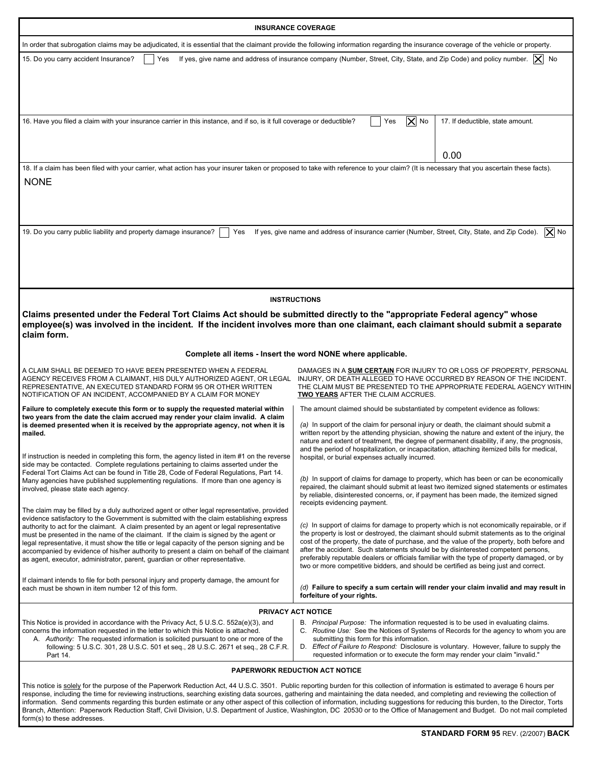## INSURANCE COVERAGE

In order that subrogation claims may be adjudicated, it is essential that the claimant provide the following information regarding the insurance coverage of the vehicle or property.

15. Do you carry accident Insurance? ☐ Yes If yes, give name and address of insurance company (Number, Street, City, State, and Zip Code) and policy number. ☒ No

16. Have you filed a claim with your insurance carrier in this instance, and if so, is it full coverage or deductible? ☐ Yes ☒ No

17. If deductible, state amount.

0.00

18. If a claim has been filed with your carrier, what action has your insurer taken or proposed to take with reference to your claim? (It is necessary that you ascertain these facts).

NONE

19. Do you carry public liability and property damage insurance? ☐ Yes If yes, give name and address of insurance carrier (Number, Street, City, State, and Zip Code). ☒ No

## INSTRUCTIONS

**Claims presented under the Federal Tort Claims Act should be submitted directly to the "appropriate Federal agency" whose employee(s) was involved in the incident. If the incident involves more than one claimant, each claimant should submit a separate claim form.**

**Complete all items - Insert the word NONE where applicable.**

A CLAIM SHALL BE DEEMED TO HAVE BEEN PRESENTED WHEN A FEDERAL AGENCY RECEIVES FROM A CLAIMANT, HIS DULY AUTHORIZED AGENT, OR LEGAL REPRESENTATIVE, AN EXECUTED STANDARD FORM 95 OR OTHER WRITTEN NOTIFICATION OF AN INCIDENT, ACCOMPANIED BY A CLAIM FOR MONEY DAMAGES IN A **SUM CERTAIN** FOR INJURY TO OR LOSS OF PROPERTY, PERSONAL INJURY, OR DEATH ALLEGED TO HAVE OCCURRED BY REASON OF THE INCIDENT. THE CLAIM MUST BE PRESENTED TO THE APPROPRIATE FEDERAL AGENCY WITHIN **TWO YEARS** AFTER THE CLAIM ACCRUES.

**Failure to completely execute this form or to supply the requested material within two years from the date the claim accrued may render your claim invalid. A claim is deemed presented when it is received by the appropriate agency, not when it is mailed.**

If instruction is needed in completing this form, the agency listed in item #1 on the reverse side may be contacted. Complete regulations pertaining to claims asserted under the Federal Tort Claims Act can be found in Title 28, Code of Federal Regulations, Part 14. Many agencies have published supplementing regulations. If more than one agency is involved, please state each agency.

The claim may be filled by a duly authorized agent or other legal representative, provided evidence satisfactory to the Government is submitted with the claim establishing express authority to act for the claimant. A claim presented by an agent or legal representative must be presented in the name of the claimant. If the claim is signed by the agent or legal representative, it must show the title or legal capacity of the person signing and be accompanied by evidence of his/her authority to present a claim on behalf of the claimant as agent, executor, administrator, parent, guardian or other representative.

If claimant intends to file for both personal injury and property damage, the amount for each must be shown in item number 12 of this form.

The amount claimed should be substantiated by competent evidence as follows:

*(a)* In support of the claim for personal injury or death, the claimant should submit a written report by the attending physician, showing the nature and extent of the injury, the nature and extent of treatment, the degree of permanent disability, if any, the prognosis, and the period of hospitalization, or incapacitation, attaching itemized bills for medical, hospital, or burial expenses actually incurred.

*(b)* In support of claims for damage to property, which has been or can be economically repaired, the claimant should submit at least two itemized signed statements or estimates by reliable, disinterested concerns, or, if payment has been made, the itemized signed receipts evidencing payment.

*(c)* In support of claims for damage to property which is not economically repairable, or if the property is lost or destroyed, the claimant should submit statements as to the original cost of the property, the date of purchase, and the value of the property, both before and after the accident. Such statements should be by disinterested competent persons, preferably reputable dealers or officials familiar with the type of property damaged, or by two or more competitive bidders, and should be certified as being just and correct.

*(d)* **Failure to specify a sum certain will render your claim invalid and may result in forfeiture of your rights.**

## PRIVACY ACT NOTICE

This Notice is provided in accordance with the Privacy Act, 5 U.S.C. 552a(e)(3), and concerns the information requested in the letter to which this Notice is attached.

A. *Authority:* The requested information is solicited pursuant to one or more of the following: 5 U.S.C. 301, 28 U.S.C. 501 et seq., 28 U.S.C. 2671 et seq., 28 C.F.R. Part 14.

B. *Principal Purpose:* The information requested is to be used in evaluating claims.

C. *Routine Use:* See the Notices of Systems of Records for the agency to whom you are submitting this form for this information.

D. *Effect of Failure to Respond:* Disclosure is voluntary. However, failure to supply the requested information or to execute the form may render your claim "invalid."

## PAPERWORK REDUCTION ACT NOTICE

This notice is solely for the purpose of the Paperwork Reduction Act, 44 U.S.C. 3501. Public reporting burden for this collection of information is estimated to average 6 hours per response, including the time for reviewing instructions, searching existing data sources, gathering and maintaining the data needed, and completing and reviewing the collection of information. Send comments regarding this burden estimate or any other aspect of this collection of information, including suggestions for reducing this burden, to the Director, Torts Branch, Attention: Paperwork Reduction Staff, Civil Division, U.S. Department of Justice, Washington, DC 20530 or to the Office of Management and Budget. Do not mail completed form(s) to these addresses.

**STANDARD FORM 95** REV. (2/2007) **BACK**